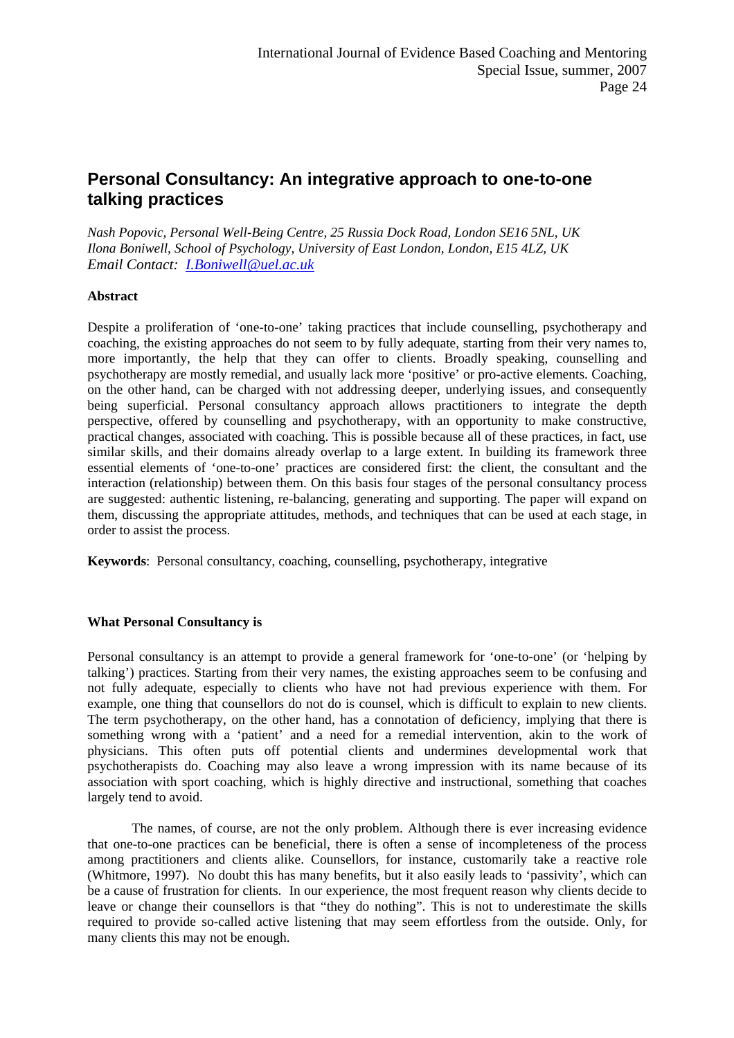# Personal Consultancy: An integrative approach to one-to-one talking practices

*Nash Popovic, Personal Well-Being Centre, 25 Russia Dock Road, London SE16 5NL, UK*
*Ilona Boniwell, School of Psychology, University of East London, London, E15 4LZ, UK*
*Email Contact: [I.Boniwell@uel.ac.uk](mailto:I.Boniwell@uel.ac.uk)*

**Abstract**

Despite a proliferation of 'one-to-one' taking practices that include counselling, psychotherapy and coaching, the existing approaches do not seem to by fully adequate, starting from their very names to, more importantly, the help that they can offer to clients. Broadly speaking, counselling and psychotherapy are mostly remedial, and usually lack more 'positive' or pro-active elements. Coaching, on the other hand, can be charged with not addressing deeper, underlying issues, and consequently being superficial. Personal consultancy approach allows practitioners to integrate the depth perspective, offered by counselling and psychotherapy, with an opportunity to make constructive, practical changes, associated with coaching. This is possible because all of these practices, in fact, use similar skills, and their domains already overlap to a large extent. In building its framework three essential elements of 'one-to-one' practices are considered first: the client, the consultant and the interaction (relationship) between them. On this basis four stages of the personal consultancy process are suggested: authentic listening, re-balancing, generating and supporting. The paper will expand on them, discussing the appropriate attitudes, methods, and techniques that can be used at each stage, in order to assist the process.

**Keywords**: Personal consultancy, coaching, counselling, psychotherapy, integrative

**What Personal Consultancy is**

Personal consultancy is an attempt to provide a general framework for 'one-to-one' (or 'helping by talking') practices. Starting from their very names, the existing approaches seem to be confusing and not fully adequate, especially to clients who have not had previous experience with them. For example, one thing that counsellors do not do is counsel, which is difficult to explain to new clients. The term psychotherapy, on the other hand, has a connotation of deficiency, implying that there is something wrong with a 'patient' and a need for a remedial intervention, akin to the work of physicians. This often puts off potential clients and undermines developmental work that psychotherapists do. Coaching may also leave a wrong impression with its name because of its association with sport coaching, which is highly directive and instructional, something that coaches largely tend to avoid.

The names, of course, are not the only problem. Although there is ever increasing evidence that one-to-one practices can be beneficial, there is often a sense of incompleteness of the process among practitioners and clients alike. Counsellors, for instance, customarily take a reactive role (Whitmore, 1997). No doubt this has many benefits, but it also easily leads to 'passivity', which can be a cause of frustration for clients. In our experience, the most frequent reason why clients decide to leave or change their counsellors is that "they do nothing". This is not to underestimate the skills required to provide so-called active listening that may seem effortless from the outside. Only, for many clients this may not be enough.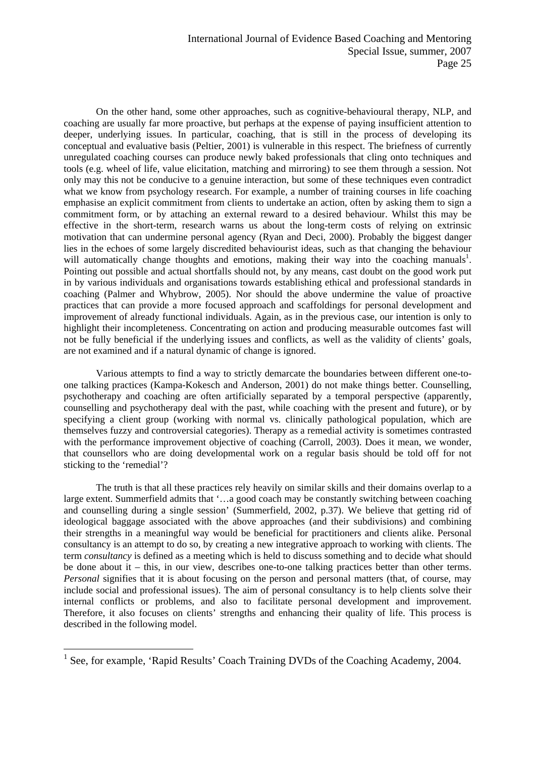On the other hand, some other approaches, such as cognitive-behavioural therapy, NLP, and coaching are usually far more proactive, but perhaps at the expense of paying insufficient attention to deeper, underlying issues. In particular, coaching, that is still in the process of developing its conceptual and evaluative basis (Peltier, 2001) is vulnerable in this respect. The briefness of currently unregulated coaching courses can produce newly baked professionals that cling onto techniques and tools (e.g. wheel of life, value elicitation, matching and mirroring) to see them through a session. Not only may this not be conducive to a genuine interaction, but some of these techniques even contradict what we know from psychology research. For example, a number of training courses in life coaching emphasise an explicit commitment from clients to undertake an action, often by asking them to sign a commitment form, or by attaching an external reward to a desired behaviour. Whilst this may be effective in the short-term, research warns us about the long-term costs of relying on extrinsic motivation that can undermine personal agency (Ryan and Deci, 2000). Probably the biggest danger lies in the echoes of some largely discredited behaviourist ideas, such as that changing the behaviour will automatically change thoughts and emotions, making their way into the coaching manuals[1]. Pointing out possible and actual shortfalls should not, by any means, cast doubt on the good work put in by various individuals and organisations towards establishing ethical and professional standards in coaching (Palmer and Whybrow, 2005). Nor should the above undermine the value of proactive practices that can provide a more focused approach and scaffoldings for personal development and improvement of already functional individuals. Again, as in the previous case, our intention is only to highlight their incompleteness. Concentrating on action and producing measurable outcomes fast will not be fully beneficial if the underlying issues and conflicts, as well as the validity of clients' goals, are not examined and if a natural dynamic of change is ignored.

Various attempts to find a way to strictly demarcate the boundaries between different one-to-one talking practices (Kampa-Kokesch and Anderson, 2001) do not make things better. Counselling, psychotherapy and coaching are often artificially separated by a temporal perspective (apparently, counselling and psychotherapy deal with the past, while coaching with the present and future), or by specifying a client group (working with normal vs. clinically pathological population, which are themselves fuzzy and controversial categories). Therapy as a remedial activity is sometimes contrasted with the performance improvement objective of coaching (Carroll, 2003). Does it mean, we wonder, that counsellors who are doing developmental work on a regular basis should be told off for not sticking to the 'remedial'?

The truth is that all these practices rely heavily on similar skills and their domains overlap to a large extent. Summerfield admits that '…a good coach may be constantly switching between coaching and counselling during a single session' (Summerfield, 2002, p.37). We believe that getting rid of ideological baggage associated with the above approaches (and their subdivisions) and combining their strengths in a meaningful way would be beneficial for practitioners and clients alike. Personal consultancy is an attempt to do so, by creating a new integrative approach to working with clients. The term *consultancy* is defined as a meeting which is held to discuss something and to decide what should be done about it – this, in our view, describes one-to-one talking practices better than other terms. *Personal* signifies that it is about focusing on the person and personal matters (that, of course, may include social and professional issues). The aim of personal consultancy is to help clients solve their internal conflicts or problems, and also to facilitate personal development and improvement. Therefore, it also focuses on clients' strengths and enhancing their quality of life. This process is described in the following model.

---

[1] See, for example, 'Rapid Results' Coach Training DVDs of the Coaching Academy, 2004.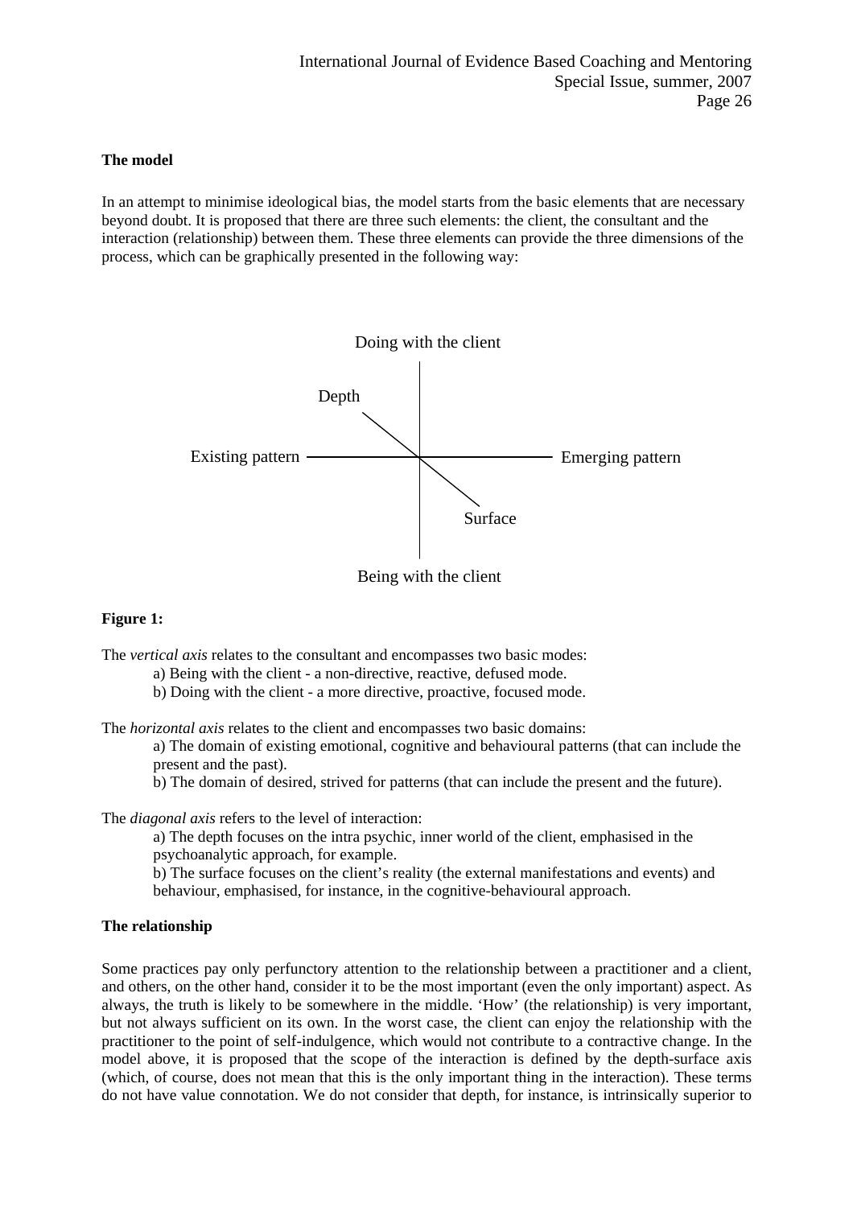**The model**

In an attempt to minimise ideological bias, the model starts from the basic elements that are necessary beyond doubt. It is proposed that there are three such elements: the client, the consultant and the interaction (relationship) between them. These three elements can provide the three dimensions of the process, which can be graphically presented in the following way:

Doing with the client

Depth

Existing pattern — Emerging pattern

Surface

Being with the client

**Figure 1:**

The *vertical axis* relates to the consultant and encompasses two basic modes:

a) Being with the client - a non-directive, reactive, defused mode.

b) Doing with the client - a more directive, proactive, focused mode.

The *horizontal axis* relates to the client and encompasses two basic domains:

a) The domain of existing emotional, cognitive and behavioural patterns (that can include the present and the past).

b) The domain of desired, strived for patterns (that can include the present and the future).

The *diagonal axis* refers to the level of interaction:

a) The depth focuses on the intra psychic, inner world of the client, emphasised in the psychoanalytic approach, for example.

b) The surface focuses on the client's reality (the external manifestations and events) and behaviour, emphasised, for instance, in the cognitive-behavioural approach.

**The relationship**

Some practices pay only perfunctory attention to the relationship between a practitioner and a client, and others, on the other hand, consider it to be the most important (even the only important) aspect. As always, the truth is likely to be somewhere in the middle. 'How' (the relationship) is very important, but not always sufficient on its own. In the worst case, the client can enjoy the relationship with the practitioner to the point of self-indulgence, which would not contribute to a contractive change. In the model above, it is proposed that the scope of the interaction is defined by the depth-surface axis (which, of course, does not mean that this is the only important thing in the interaction). These terms do not have value connotation. We do not consider that depth, for instance, is intrinsically superior to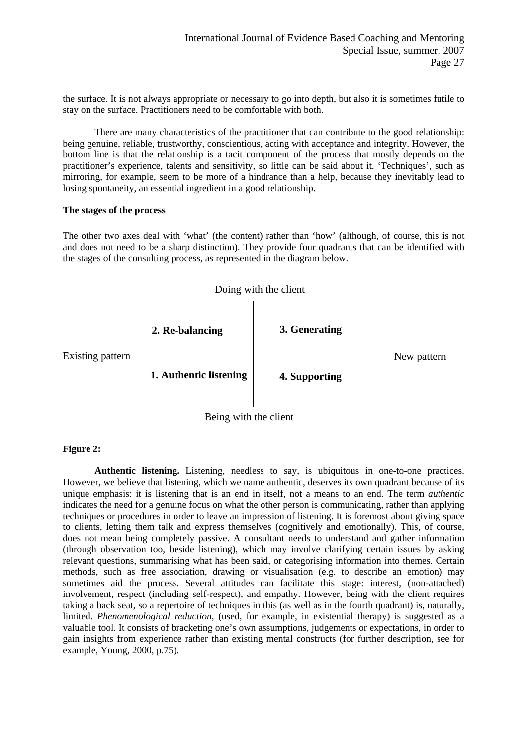the surface. It is not always appropriate or necessary to go into depth, but also it is sometimes futile to stay on the surface. Practitioners need to be comfortable with both.

There are many characteristics of the practitioner that can contribute to the good relationship: being genuine, reliable, trustworthy, conscientious, acting with acceptance and integrity. However, the bottom line is that the relationship is a tacit component of the process that mostly depends on the practitioner's experience, talents and sensitivity, so little can be said about it. 'Techniques', such as mirroring, for example, seem to be more of a hindrance than a help, because they inevitably lead to losing spontaneity, an essential ingredient in a good relationship.

**The stages of the process**

The other two axes deal with 'what' (the content) rather than 'how' (although, of course, this is not and does not need to be a sharp distinction). They provide four quadrants that can be identified with the stages of the consulting process, as represented in the diagram below.

| | Doing with the client | |
|---|---|---|
| | **2. Re-balancing** | **3. Generating** |
| Existing pattern | | New pattern |
| | **1. Authentic listening** | **4. Supporting** |
| | Being with the client | |

**Figure 2:**

**Authentic listening.** Listening, needless to say, is ubiquitous in one-to-one practices. However, we believe that listening, which we name authentic, deserves its own quadrant because of its unique emphasis: it is listening that is an end in itself, not a means to an end. The term *authentic* indicates the need for a genuine focus on what the other person is communicating, rather than applying techniques or procedures in order to leave an impression of listening. It is foremost about giving space to clients, letting them talk and express themselves (cognitively and emotionally). This, of course, does not mean being completely passive. A consultant needs to understand and gather information (through observation too, beside listening), which may involve clarifying certain issues by asking relevant questions, summarising what has been said, or categorising information into themes. Certain methods, such as free association, drawing or visualisation (e.g. to describe an emotion) may sometimes aid the process. Several attitudes can facilitate this stage: interest, (non-attached) involvement, respect (including self-respect), and empathy. However, being with the client requires taking a back seat, so a repertoire of techniques in this (as well as in the fourth quadrant) is, naturally, limited. *Phenomenological reduction*, (used, for example, in existential therapy) is suggested as a valuable tool. It consists of bracketing one's own assumptions, judgements or expectations, in order to gain insights from experience rather than existing mental constructs (for further description, see for example, Young, 2000, p.75).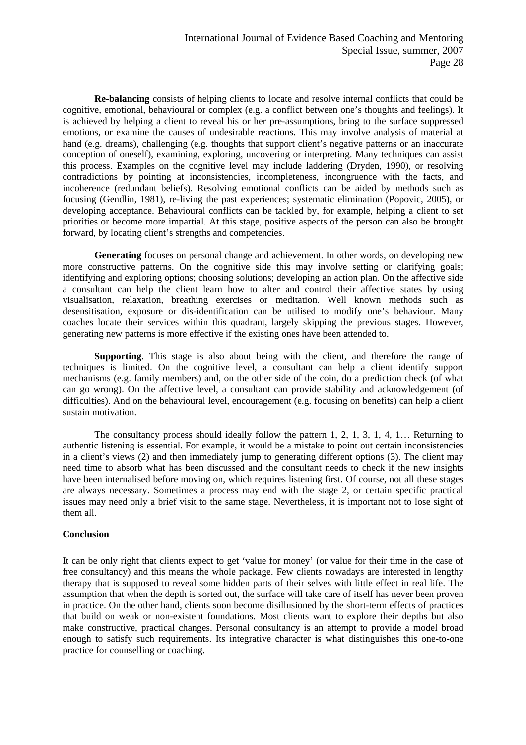**Re-balancing** consists of helping clients to locate and resolve internal conflicts that could be cognitive, emotional, behavioural or complex (e.g. a conflict between one's thoughts and feelings). It is achieved by helping a client to reveal his or her pre-assumptions, bring to the surface suppressed emotions, or examine the causes of undesirable reactions. This may involve analysis of material at hand (e.g. dreams), challenging (e.g. thoughts that support client's negative patterns or an inaccurate conception of oneself), examining, exploring, uncovering or interpreting. Many techniques can assist this process. Examples on the cognitive level may include laddering (Dryden, 1990), or resolving contradictions by pointing at inconsistencies, incompleteness, incongruence with the facts, and incoherence (redundant beliefs). Resolving emotional conflicts can be aided by methods such as focusing (Gendlin, 1981), re-living the past experiences; systematic elimination (Popovic, 2005), or developing acceptance. Behavioural conflicts can be tackled by, for example, helping a client to set priorities or become more impartial. At this stage, positive aspects of the person can also be brought forward, by locating client's strengths and competencies.

**Generating** focuses on personal change and achievement. In other words, on developing new more constructive patterns. On the cognitive side this may involve setting or clarifying goals; identifying and exploring options; choosing solutions; developing an action plan. On the affective side a consultant can help the client learn how to alter and control their affective states by using visualisation, relaxation, breathing exercises or meditation. Well known methods such as desensitisation, exposure or dis-identification can be utilised to modify one's behaviour. Many coaches locate their services within this quadrant, largely skipping the previous stages. However, generating new patterns is more effective if the existing ones have been attended to.

**Supporting**. This stage is also about being with the client, and therefore the range of techniques is limited. On the cognitive level, a consultant can help a client identify support mechanisms (e.g. family members) and, on the other side of the coin, do a prediction check (of what can go wrong). On the affective level, a consultant can provide stability and acknowledgement (of difficulties). And on the behavioural level, encouragement (e.g. focusing on benefits) can help a client sustain motivation.

The consultancy process should ideally follow the pattern 1, 2, 1, 3, 1, 4, 1… Returning to authentic listening is essential. For example, it would be a mistake to point out certain inconsistencies in a client's views (2) and then immediately jump to generating different options (3). The client may need time to absorb what has been discussed and the consultant needs to check if the new insights have been internalised before moving on, which requires listening first. Of course, not all these stages are always necessary. Sometimes a process may end with the stage 2, or certain specific practical issues may need only a brief visit to the same stage. Nevertheless, it is important not to lose sight of them all.

**Conclusion**

It can be only right that clients expect to get 'value for money' (or value for their time in the case of free consultancy) and this means the whole package. Few clients nowadays are interested in lengthy therapy that is supposed to reveal some hidden parts of their selves with little effect in real life. The assumption that when the depth is sorted out, the surface will take care of itself has never been proven in practice. On the other hand, clients soon become disillusioned by the short-term effects of practices that build on weak or non-existent foundations. Most clients want to explore their depths but also make constructive, practical changes. Personal consultancy is an attempt to provide a model broad enough to satisfy such requirements. Its integrative character is what distinguishes this one-to-one practice for counselling or coaching.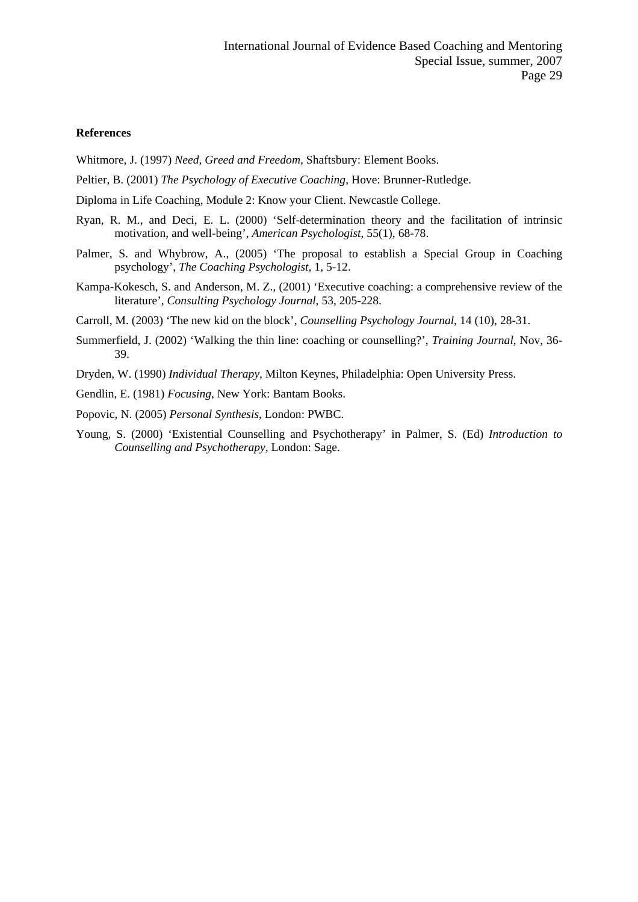**References**

Whitmore, J. (1997) *Need, Greed and Freedom,* Shaftsbury: Element Books.

Peltier, B. (2001) *The Psychology of Executive Coaching*, Hove: Brunner-Rutledge.

Diploma in Life Coaching, Module 2: Know your Client. Newcastle College.

Ryan, R. M., and Deci, E. L. (2000) 'Self-determination theory and the facilitation of intrinsic motivation, and well-being', *American Psychologist*, 55(1), 68-78.

Palmer, S. and Whybrow, A., (2005) 'The proposal to establish a Special Group in Coaching psychology', *The Coaching Psychologist*, 1, 5-12.

Kampa-Kokesch, S. and Anderson, M. Z., (2001) 'Executive coaching: a comprehensive review of the literature', *Consulting Psychology Journal*, 53, 205-228.

Carroll, M. (2003) 'The new kid on the block', *Counselling Psychology Journal*, 14 (10), 28-31.

Summerfield, J. (2002) 'Walking the thin line: coaching or counselling?', *Training Journal*, Nov, 36-39.

Dryden, W. (1990) *Individual Therapy*, Milton Keynes, Philadelphia: Open University Press.

Gendlin, E. (1981) *Focusing*, New York: Bantam Books.

Popovic, N. (2005) *Personal Synthesis*, London: PWBC.

Young, S. (2000) 'Existential Counselling and Psychotherapy' in Palmer, S. (Ed) *Introduction to Counselling and Psychotherapy*, London: Sage.